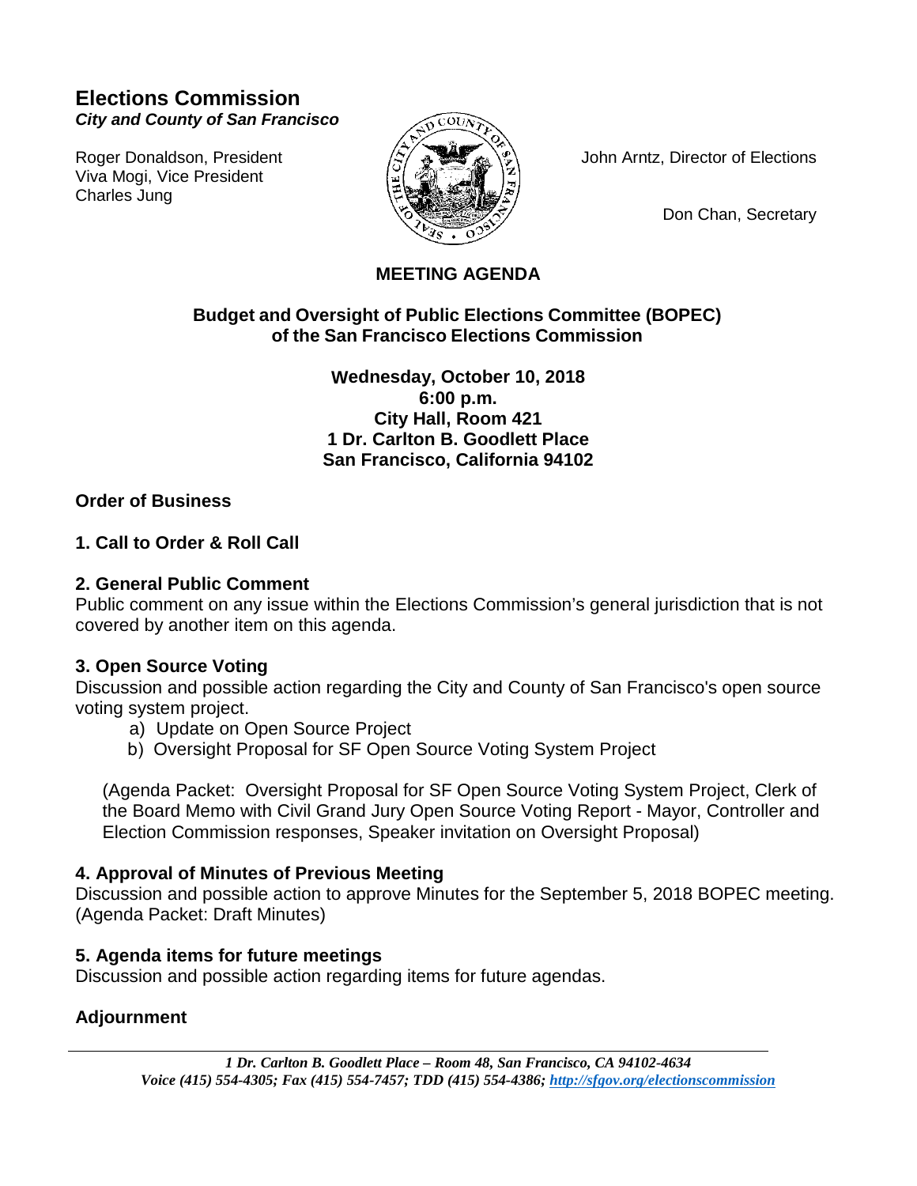# Elections Commission

***City and County of San Francisco***

Roger Donaldson, President
Viva Mogi, Vice President
Charles Jung

John Arntz, Director of Elections

Don Chan, Secretary

## MEETING AGENDA

### Budget and Oversight of Public Elections Committee (BOPEC) of the San Francisco Elections Commission

**Wednesday, October 10, 2018**
**6:00 p.m.**
**City Hall, Room 421**
**1 Dr. Carlton B. Goodlett Place**
**San Francisco, California 94102**

### Order of Business

### 1. Call to Order & Roll Call

### 2. General Public Comment

Public comment on any issue within the Elections Commission's general jurisdiction that is not covered by another item on this agenda.

### 3. Open Source Voting

Discussion and possible action regarding the City and County of San Francisco's open source voting system project.

a) Update on Open Source Project
b) Oversight Proposal for SF Open Source Voting System Project

(Agenda Packet: Oversight Proposal for SF Open Source Voting System Project, Clerk of the Board Memo with Civil Grand Jury Open Source Voting Report - Mayor, Controller and Election Commission responses, Speaker invitation on Oversight Proposal)

### 4. Approval of Minutes of Previous Meeting

Discussion and possible action to approve Minutes for the September 5, 2018 BOPEC meeting. (Agenda Packet: Draft Minutes)

### 5. Agenda items for future meetings

Discussion and possible action regarding items for future agendas.

### Adjournment

***1 Dr. Carlton B. Goodlett Place – Room 48, San Francisco, CA 94102-4634***
***Voice (415) 554-4305; Fax (415) 554-7457; TDD (415) 554-4386; http://sfgov.org/electionscommission***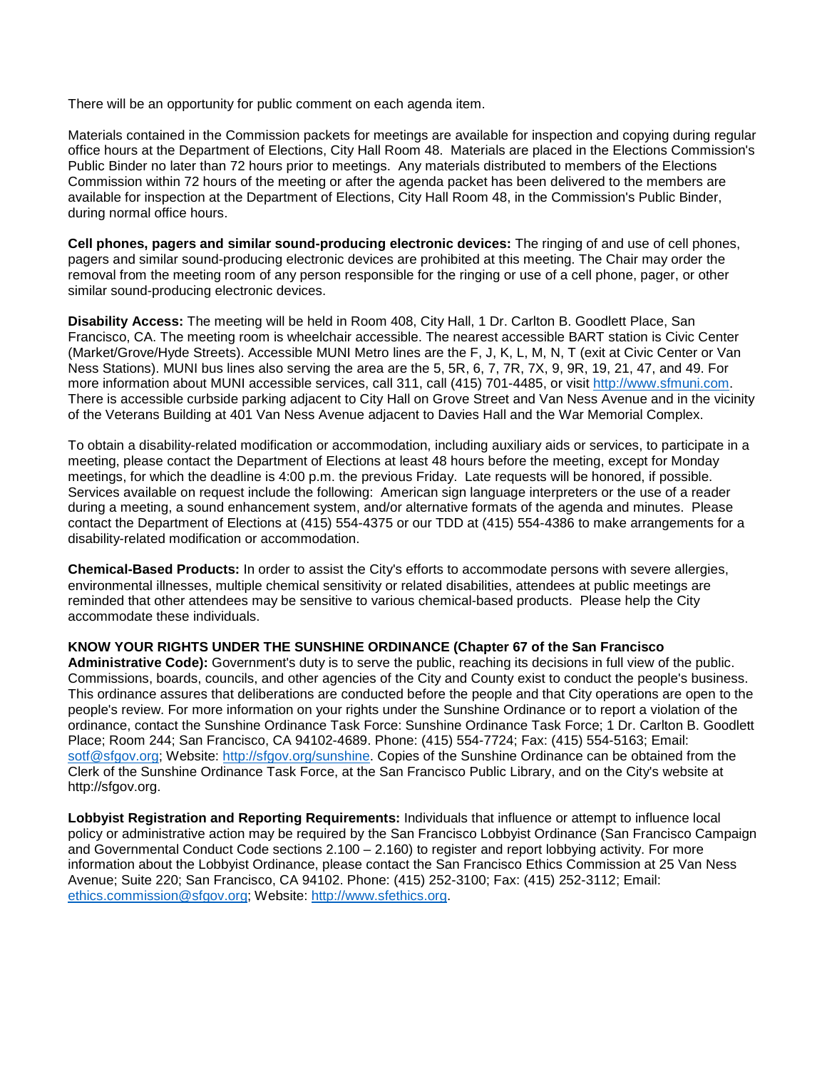There will be an opportunity for public comment on each agenda item.

Materials contained in the Commission packets for meetings are available for inspection and copying during regular office hours at the Department of Elections, City Hall Room 48. Materials are placed in the Elections Commission's Public Binder no later than 72 hours prior to meetings. Any materials distributed to members of the Elections Commission within 72 hours of the meeting or after the agenda packet has been delivered to the members are available for inspection at the Department of Elections, City Hall Room 48, in the Commission's Public Binder, during normal office hours.

**Cell phones, pagers and similar sound-producing electronic devices:** The ringing of and use of cell phones, pagers and similar sound-producing electronic devices are prohibited at this meeting. The Chair may order the removal from the meeting room of any person responsible for the ringing or use of a cell phone, pager, or other similar sound-producing electronic devices.

**Disability Access:** The meeting will be held in Room 408, City Hall, 1 Dr. Carlton B. Goodlett Place, San Francisco, CA. The meeting room is wheelchair accessible. The nearest accessible BART station is Civic Center (Market/Grove/Hyde Streets). Accessible MUNI Metro lines are the F, J, K, L, M, N, T (exit at Civic Center or Van Ness Stations). MUNI bus lines also serving the area are the 5, 5R, 6, 7, 7R, 7X, 9, 9R, 19, 21, 47, and 49. For more information about MUNI accessible services, call 311, call (415) 701-4485, or visit http://www.sfmuni.com. There is accessible curbside parking adjacent to City Hall on Grove Street and Van Ness Avenue and in the vicinity of the Veterans Building at 401 Van Ness Avenue adjacent to Davies Hall and the War Memorial Complex.

To obtain a disability-related modification or accommodation, including auxiliary aids or services, to participate in a meeting, please contact the Department of Elections at least 48 hours before the meeting, except for Monday meetings, for which the deadline is 4:00 p.m. the previous Friday. Late requests will be honored, if possible. Services available on request include the following: American sign language interpreters or the use of a reader during a meeting, a sound enhancement system, and/or alternative formats of the agenda and minutes. Please contact the Department of Elections at (415) 554-4375 or our TDD at (415) 554-4386 to make arrangements for a disability-related modification or accommodation.

**Chemical-Based Products:** In order to assist the City's efforts to accommodate persons with severe allergies, environmental illnesses, multiple chemical sensitivity or related disabilities, attendees at public meetings are reminded that other attendees may be sensitive to various chemical-based products. Please help the City accommodate these individuals.

**KNOW YOUR RIGHTS UNDER THE SUNSHINE ORDINANCE (Chapter 67 of the San Francisco Administrative Code):** Government's duty is to serve the public, reaching its decisions in full view of the public. Commissions, boards, councils, and other agencies of the City and County exist to conduct the people's business. This ordinance assures that deliberations are conducted before the people and that City operations are open to the people's review. For more information on your rights under the Sunshine Ordinance or to report a violation of the ordinance, contact the Sunshine Ordinance Task Force: Sunshine Ordinance Task Force; 1 Dr. Carlton B. Goodlett Place; Room 244; San Francisco, CA 94102-4689. Phone: (415) 554-7724; Fax: (415) 554-5163; Email: sotf@sfgov.org; Website: http://sfgov.org/sunshine. Copies of the Sunshine Ordinance can be obtained from the Clerk of the Sunshine Ordinance Task Force, at the San Francisco Public Library, and on the City's website at http://sfgov.org.

**Lobbyist Registration and Reporting Requirements:** Individuals that influence or attempt to influence local policy or administrative action may be required by the San Francisco Lobbyist Ordinance (San Francisco Campaign and Governmental Conduct Code sections 2.100 – 2.160) to register and report lobbying activity. For more information about the Lobbyist Ordinance, please contact the San Francisco Ethics Commission at 25 Van Ness Avenue; Suite 220; San Francisco, CA 94102. Phone: (415) 252-3100; Fax: (415) 252-3112; Email: ethics.commission@sfgov.org; Website: http://www.sfethics.org.